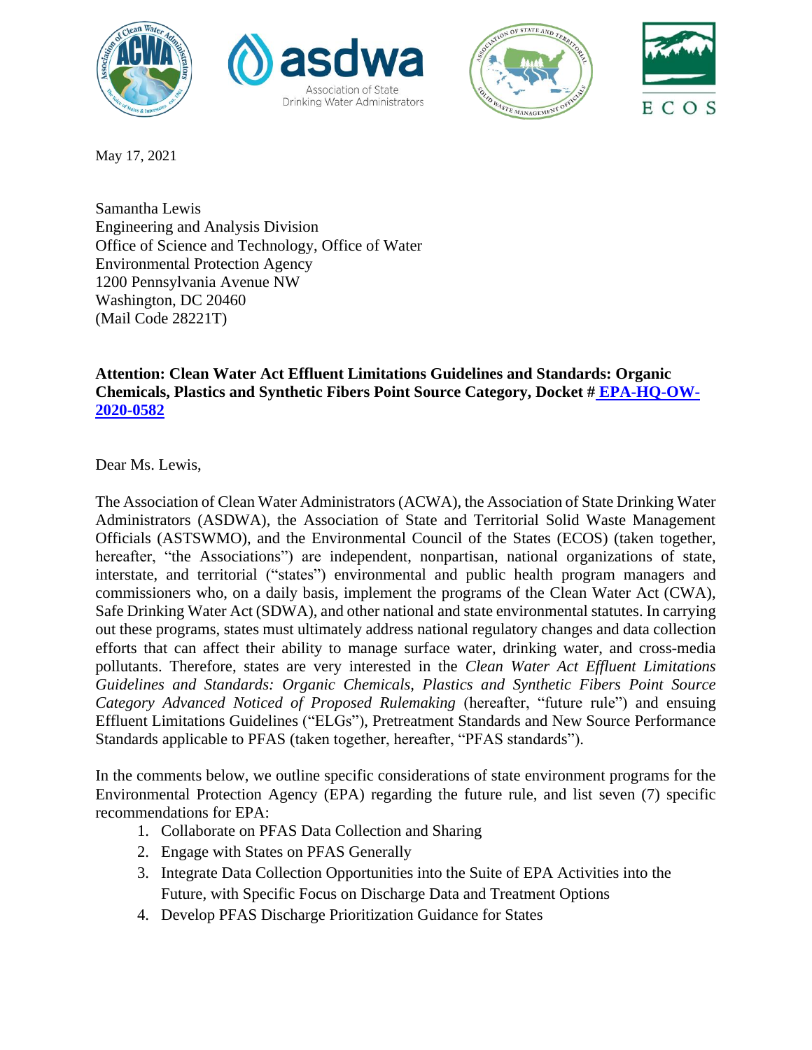May 17, 2021

Samantha Lewis
Engineering and Analysis Division
Office of Science and Technology, Office of Water
Environmental Protection Agency
1200 Pennsylvania Avenue NW
Washington, DC 20460
(Mail Code 28221T)

**Attention: Clean Water Act Effluent Limitations Guidelines and Standards: Organic Chemicals, Plastics and Synthetic Fibers Point Source Category, Docket # EPA-HQ-OW-2020-0582**

Dear Ms. Lewis,

The Association of Clean Water Administrators (ACWA), the Association of State Drinking Water Administrators (ASDWA), the Association of State and Territorial Solid Waste Management Officials (ASTSWMO), and the Environmental Council of the States (ECOS) (taken together, hereafter, "the Associations") are independent, nonpartisan, national organizations of state, interstate, and territorial ("states") environmental and public health program managers and commissioners who, on a daily basis, implement the programs of the Clean Water Act (CWA), Safe Drinking Water Act (SDWA), and other national and state environmental statutes. In carrying out these programs, states must ultimately address national regulatory changes and data collection efforts that can affect their ability to manage surface water, drinking water, and cross-media pollutants. Therefore, states are very interested in the *Clean Water Act Effluent Limitations Guidelines and Standards: Organic Chemicals, Plastics and Synthetic Fibers Point Source Category Advanced Noticed of Proposed Rulemaking* (hereafter, "future rule") and ensuing Effluent Limitations Guidelines ("ELGs"), Pretreatment Standards and New Source Performance Standards applicable to PFAS (taken together, hereafter, "PFAS standards").

In the comments below, we outline specific considerations of state environment programs for the Environmental Protection Agency (EPA) regarding the future rule, and list seven (7) specific recommendations for EPA:

1. Collaborate on PFAS Data Collection and Sharing
2. Engage with States on PFAS Generally
3. Integrate Data Collection Opportunities into the Suite of EPA Activities into the Future, with Specific Focus on Discharge Data and Treatment Options
4. Develop PFAS Discharge Prioritization Guidance for States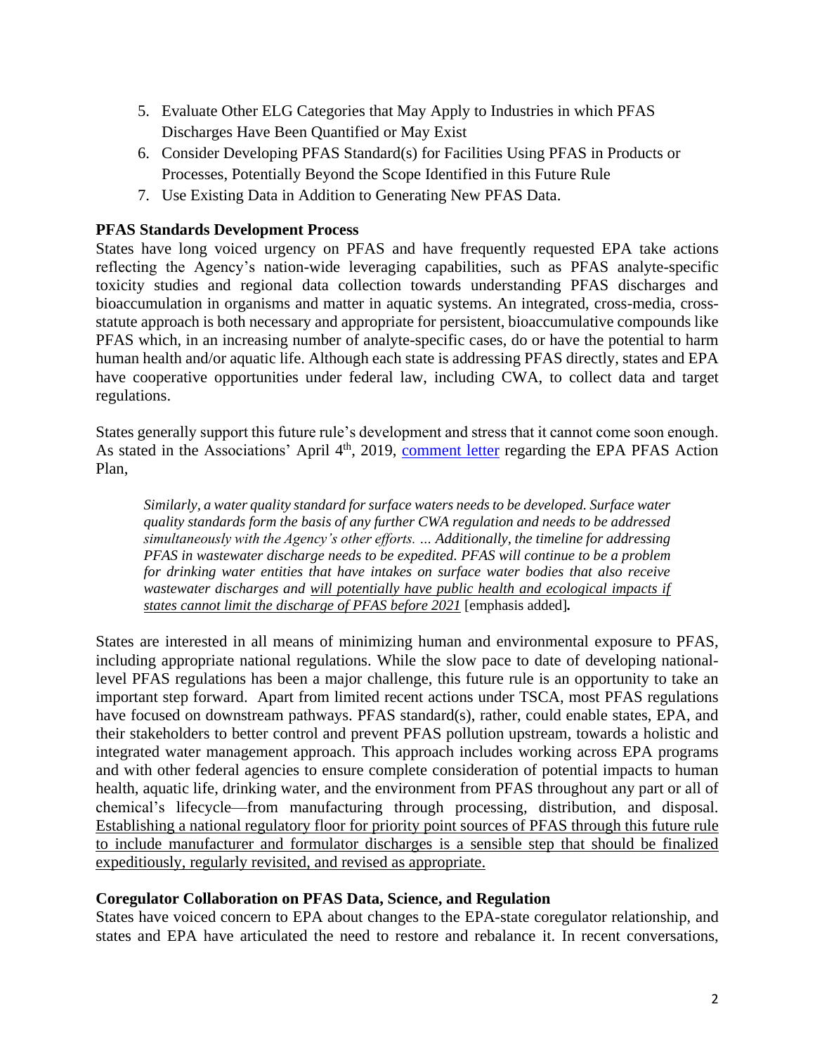5. Evaluate Other ELG Categories that May Apply to Industries in which PFAS Discharges Have Been Quantified or May Exist
6. Consider Developing PFAS Standard(s) for Facilities Using PFAS in Products or Processes, Potentially Beyond the Scope Identified in this Future Rule
7. Use Existing Data in Addition to Generating New PFAS Data.

**PFAS Standards Development Process**

States have long voiced urgency on PFAS and have frequently requested EPA take actions reflecting the Agency's nation-wide leveraging capabilities, such as PFAS analyte-specific toxicity studies and regional data collection towards understanding PFAS discharges and bioaccumulation in organisms and matter in aquatic systems. An integrated, cross-media, cross-statute approach is both necessary and appropriate for persistent, bioaccumulative compounds like PFAS which, in an increasing number of analyte-specific cases, do or have the potential to harm human health and/or aquatic life. Although each state is addressing PFAS directly, states and EPA have cooperative opportunities under federal law, including CWA, to collect data and target regulations.

States generally support this future rule's development and stress that it cannot come soon enough. As stated in the Associations' April 4th, 2019, [comment letter] regarding the EPA PFAS Action Plan,

> *Similarly, a water quality standard for surface waters needs to be developed. Surface water quality standards form the basis of any further CWA regulation and needs to be addressed simultaneously with the Agency's other efforts. … Additionally, the timeline for addressing PFAS in wastewater discharge needs to be expedited. PFAS will continue to be a problem for drinking water entities that have intakes on surface water bodies that also receive wastewater discharges and <u>will potentially have public health and ecological impacts if states cannot limit the discharge of PFAS before 2021</u>* [emphasis added]**.**

States are interested in all means of minimizing human and environmental exposure to PFAS, including appropriate national regulations. While the slow pace to date of developing national-level PFAS regulations has been a major challenge, this future rule is an opportunity to take an important step forward. Apart from limited recent actions under TSCA, most PFAS regulations have focused on downstream pathways. PFAS standard(s), rather, could enable states, EPA, and their stakeholders to better control and prevent PFAS pollution upstream, towards a holistic and integrated water management approach. This approach includes working across EPA programs and with other federal agencies to ensure complete consideration of potential impacts to human health, aquatic life, drinking water, and the environment from PFAS throughout any part or all of chemical's lifecycle—from manufacturing through processing, distribution, and disposal. <u>Establishing a national regulatory floor for priority point sources of PFAS through this future rule to include manufacturer and formulator discharges is a sensible step that should be finalized expeditiously, regularly revisited, and revised as appropriate.</u>

**Coregulator Collaboration on PFAS Data, Science, and Regulation**

States have voiced concern to EPA about changes to the EPA-state coregulator relationship, and states and EPA have articulated the need to restore and rebalance it. In recent conversations,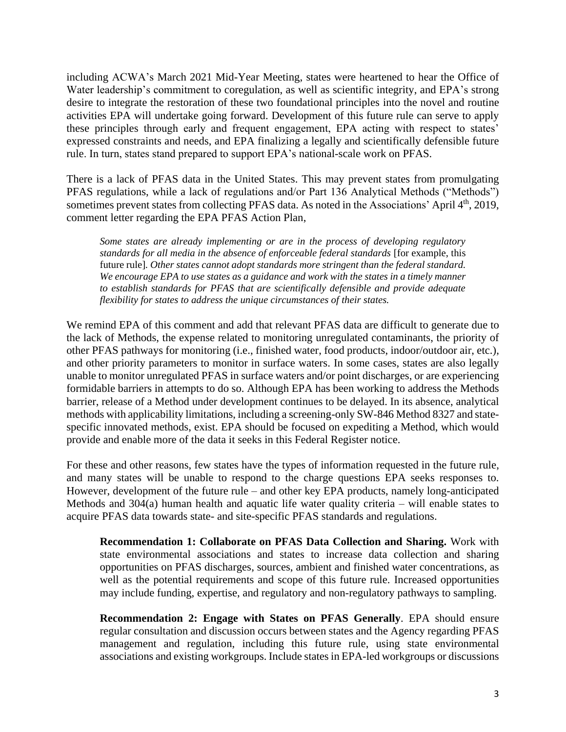including ACWA's March 2021 Mid-Year Meeting, states were heartened to hear the Office of Water leadership's commitment to coregulation, as well as scientific integrity, and EPA's strong desire to integrate the restoration of these two foundational principles into the novel and routine activities EPA will undertake going forward. Development of this future rule can serve to apply these principles through early and frequent engagement, EPA acting with respect to states' expressed constraints and needs, and EPA finalizing a legally and scientifically defensible future rule. In turn, states stand prepared to support EPA's national-scale work on PFAS.

There is a lack of PFAS data in the United States. This may prevent states from promulgating PFAS regulations, while a lack of regulations and/or Part 136 Analytical Methods ("Methods") sometimes prevent states from collecting PFAS data. As noted in the Associations' April 4th, 2019, comment letter regarding the EPA PFAS Action Plan,

> *Some states are already implementing or are in the process of developing regulatory standards for all media in the absence of enforceable federal standards* [for example, this future rule]*. Other states cannot adopt standards more stringent than the federal standard. We encourage EPA to use states as a guidance and work with the states in a timely manner to establish standards for PFAS that are scientifically defensible and provide adequate flexibility for states to address the unique circumstances of their states.*

We remind EPA of this comment and add that relevant PFAS data are difficult to generate due to the lack of Methods, the expense related to monitoring unregulated contaminants, the priority of other PFAS pathways for monitoring (i.e., finished water, food products, indoor/outdoor air, etc.), and other priority parameters to monitor in surface waters. In some cases, states are also legally unable to monitor unregulated PFAS in surface waters and/or point discharges, or are experiencing formidable barriers in attempts to do so. Although EPA has been working to address the Methods barrier, release of a Method under development continues to be delayed. In its absence, analytical methods with applicability limitations, including a screening-only SW-846 Method 8327 and state-specific innovated methods, exist. EPA should be focused on expediting a Method, which would provide and enable more of the data it seeks in this Federal Register notice.

For these and other reasons, few states have the types of information requested in the future rule, and many states will be unable to respond to the charge questions EPA seeks responses to. However, development of the future rule – and other key EPA products, namely long-anticipated Methods and 304(a) human health and aquatic life water quality criteria – will enable states to acquire PFAS data towards state- and site-specific PFAS standards and regulations.

> **Recommendation 1: Collaborate on PFAS Data Collection and Sharing.** Work with state environmental associations and states to increase data collection and sharing opportunities on PFAS discharges, sources, ambient and finished water concentrations, as well as the potential requirements and scope of this future rule. Increased opportunities may include funding, expertise, and regulatory and non-regulatory pathways to sampling.

> **Recommendation 2: Engage with States on PFAS Generally**. EPA should ensure regular consultation and discussion occurs between states and the Agency regarding PFAS management and regulation, including this future rule, using state environmental associations and existing workgroups. Include states in EPA-led workgroups or discussions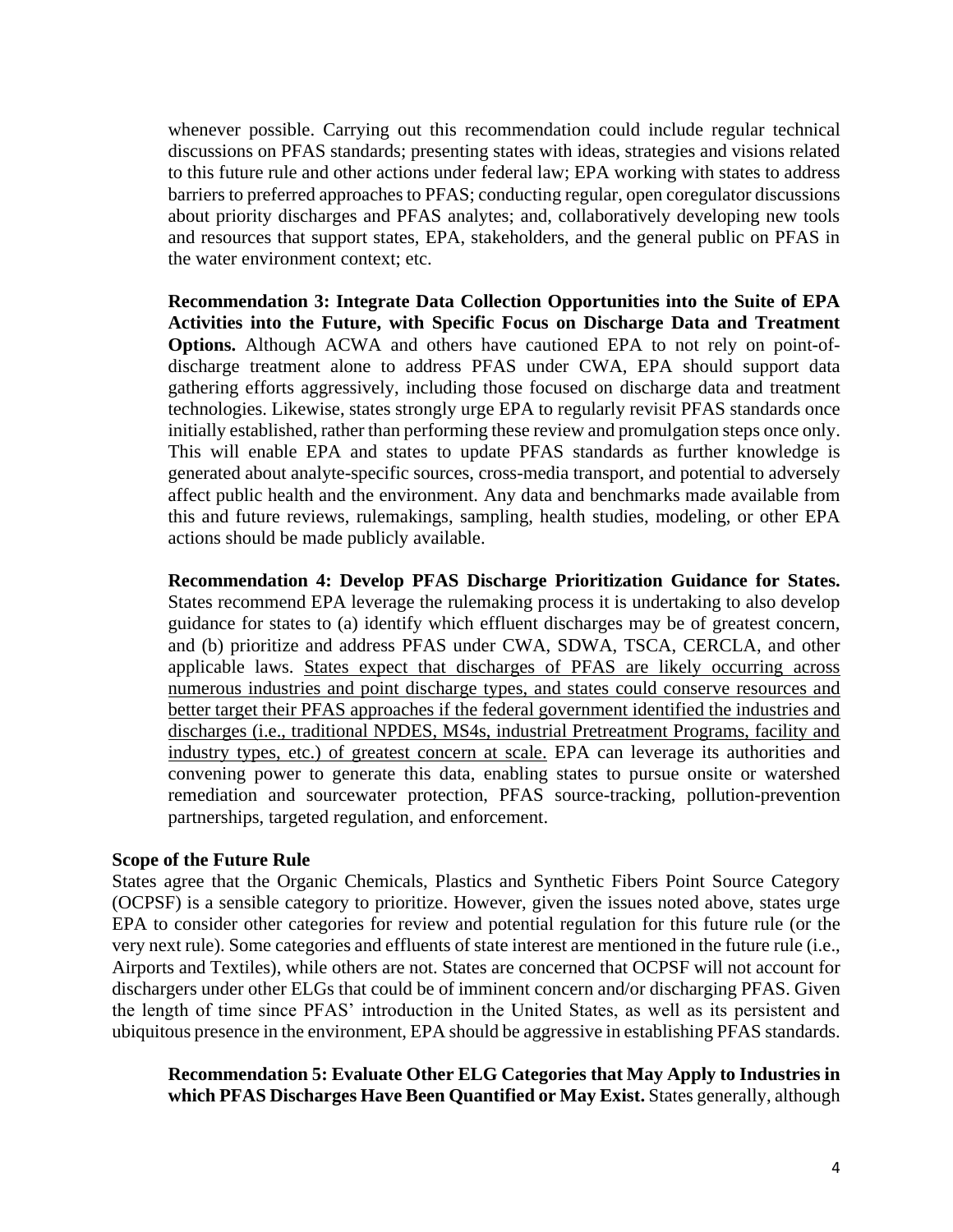whenever possible. Carrying out this recommendation could include regular technical discussions on PFAS standards; presenting states with ideas, strategies and visions related to this future rule and other actions under federal law; EPA working with states to address barriers to preferred approaches to PFAS; conducting regular, open coregulator discussions about priority discharges and PFAS analytes; and, collaboratively developing new tools and resources that support states, EPA, stakeholders, and the general public on PFAS in the water environment context; etc.

**Recommendation 3: Integrate Data Collection Opportunities into the Suite of EPA Activities into the Future, with Specific Focus on Discharge Data and Treatment Options.** Although ACWA and others have cautioned EPA to not rely on point-of-discharge treatment alone to address PFAS under CWA, EPA should support data gathering efforts aggressively, including those focused on discharge data and treatment technologies. Likewise, states strongly urge EPA to regularly revisit PFAS standards once initially established, rather than performing these review and promulgation steps once only. This will enable EPA and states to update PFAS standards as further knowledge is generated about analyte-specific sources, cross-media transport, and potential to adversely affect public health and the environment. Any data and benchmarks made available from this and future reviews, rulemakings, sampling, health studies, modeling, or other EPA actions should be made publicly available.

**Recommendation 4: Develop PFAS Discharge Prioritization Guidance for States.** States recommend EPA leverage the rulemaking process it is undertaking to also develop guidance for states to (a) identify which effluent discharges may be of greatest concern, and (b) prioritize and address PFAS under CWA, SDWA, TSCA, CERCLA, and other applicable laws. <u>States expect that discharges of PFAS are likely occurring across numerous industries and point discharge types, and states could conserve resources and better target their PFAS approaches if the federal government identified the industries and discharges (i.e., traditional NPDES, MS4s, industrial Pretreatment Programs, facility and industry types, etc.) of greatest concern at scale.</u> EPA can leverage its authorities and convening power to generate this data, enabling states to pursue onsite or watershed remediation and sourcewater protection, PFAS source-tracking, pollution-prevention partnerships, targeted regulation, and enforcement.

**Scope of the Future Rule**

States agree that the Organic Chemicals, Plastics and Synthetic Fibers Point Source Category (OCPSF) is a sensible category to prioritize. However, given the issues noted above, states urge EPA to consider other categories for review and potential regulation for this future rule (or the very next rule). Some categories and effluents of state interest are mentioned in the future rule (i.e., Airports and Textiles), while others are not. States are concerned that OCPSF will not account for dischargers under other ELGs that could be of imminent concern and/or discharging PFAS. Given the length of time since PFAS' introduction in the United States, as well as its persistent and ubiquitous presence in the environment, EPA should be aggressive in establishing PFAS standards.

**Recommendation 5: Evaluate Other ELG Categories that May Apply to Industries in which PFAS Discharges Have Been Quantified or May Exist.** States generally, although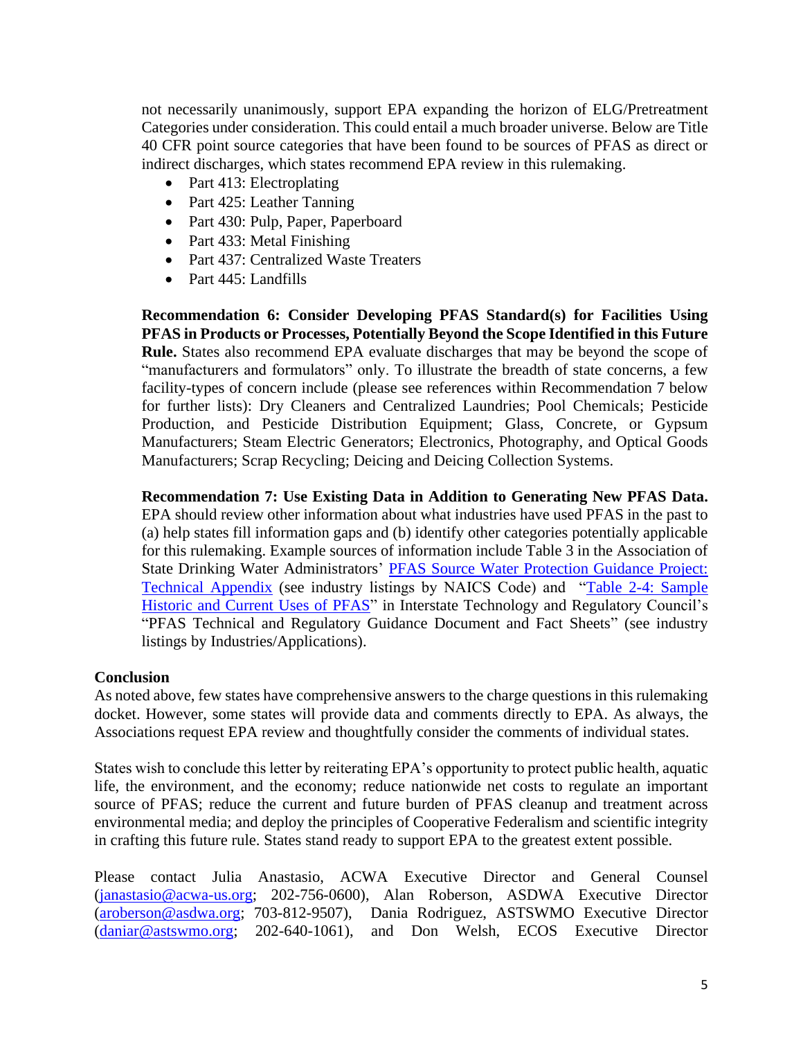not necessarily unanimously, support EPA expanding the horizon of ELG/Pretreatment Categories under consideration. This could entail a much broader universe. Below are Title 40 CFR point source categories that have been found to be sources of PFAS as direct or indirect discharges, which states recommend EPA review in this rulemaking.

- Part 413: Electroplating
- Part 425: Leather Tanning
- Part 430: Pulp, Paper, Paperboard
- Part 433: Metal Finishing
- Part 437: Centralized Waste Treaters
- Part 445: Landfills

**Recommendation 6: Consider Developing PFAS Standard(s) for Facilities Using PFAS in Products or Processes, Potentially Beyond the Scope Identified in this Future Rule.** States also recommend EPA evaluate discharges that may be beyond the scope of "manufacturers and formulators" only. To illustrate the breadth of state concerns, a few facility-types of concern include (please see references within Recommendation 7 below for further lists): Dry Cleaners and Centralized Laundries; Pool Chemicals; Pesticide Production, and Pesticide Distribution Equipment; Glass, Concrete, or Gypsum Manufacturers; Steam Electric Generators; Electronics, Photography, and Optical Goods Manufacturers; Scrap Recycling; Deicing and Deicing Collection Systems.

**Recommendation 7: Use Existing Data in Addition to Generating New PFAS Data.** EPA should review other information about what industries have used PFAS in the past to (a) help states fill information gaps and (b) identify other categories potentially applicable for this rulemaking. Example sources of information include Table 3 in the Association of State Drinking Water Administrators' PFAS Source Water Protection Guidance Project: Technical Appendix (see industry listings by NAICS Code) and "Table 2-4: Sample Historic and Current Uses of PFAS" in Interstate Technology and Regulatory Council's "PFAS Technical and Regulatory Guidance Document and Fact Sheets" (see industry listings by Industries/Applications).

## Conclusion

As noted above, few states have comprehensive answers to the charge questions in this rulemaking docket. However, some states will provide data and comments directly to EPA. As always, the Associations request EPA review and thoughtfully consider the comments of individual states.

States wish to conclude this letter by reiterating EPA's opportunity to protect public health, aquatic life, the environment, and the economy; reduce nationwide net costs to regulate an important source of PFAS; reduce the current and future burden of PFAS cleanup and treatment across environmental media; and deploy the principles of Cooperative Federalism and scientific integrity in crafting this future rule. States stand ready to support EPA to the greatest extent possible.

Please contact Julia Anastasio, ACWA Executive Director and General Counsel (janastasio@acwa-us.org; 202-756-0600), Alan Roberson, ASDWA Executive Director (aroberson@asdwa.org; 703-812-9507), Dania Rodriguez, ASTSWMO Executive Director (daniar@astswmo.org; 202-640-1061), and Don Welsh, ECOS Executive Director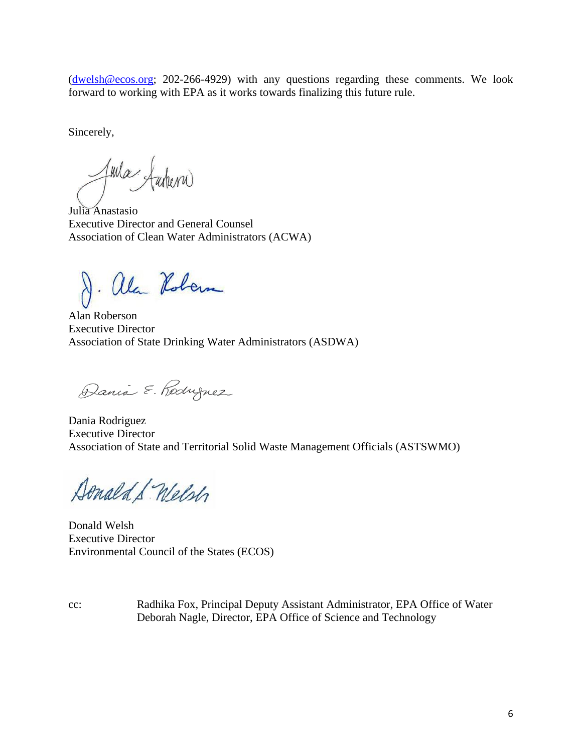(dwelsh@ecos.org; 202-266-4929) with any questions regarding these comments. We look forward to working with EPA as it works towards finalizing this future rule.

Sincerely,

Julia Anastasio
Executive Director and General Counsel
Association of Clean Water Administrators (ACWA)

Alan Roberson
Executive Director
Association of State Drinking Water Administrators (ASDWA)

Dania Rodriguez
Executive Director
Association of State and Territorial Solid Waste Management Officials (ASTSWMO)

Donald Welsh
Executive Director
Environmental Council of the States (ECOS)

cc: Radhika Fox, Principal Deputy Assistant Administrator, EPA Office of Water
Deborah Nagle, Director, EPA Office of Science and Technology